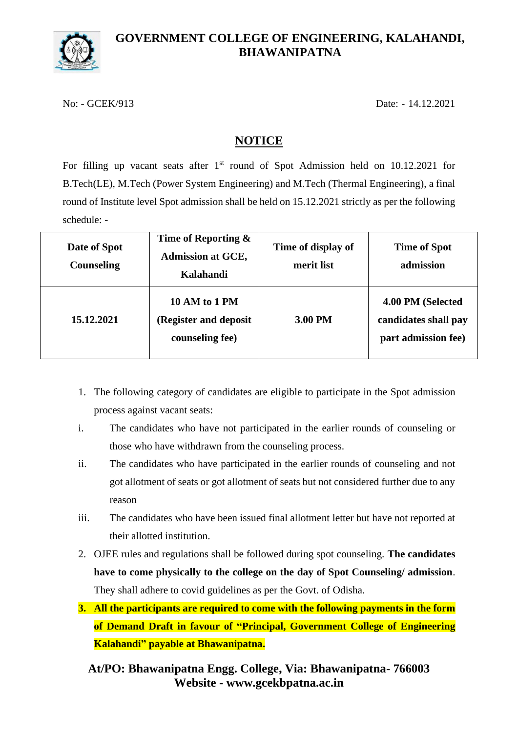# GOVERNMENT COLLEGE OF ENGINEERING, KALAHANDI, BHAWANIPATNA

No: - GCEK/913 Date: - 14.12.2021

## NOTICE

For filling up vacant seats after 1st round of Spot Admission held on 10.12.2021 for B.Tech(LE), M.Tech (Power System Engineering) and M.Tech (Thermal Engineering), a final round of Institute level Spot admission shall be held on 15.12.2021 strictly as per the following schedule: -

| Date of Spot Counseling | Time of Reporting & Admission at GCE, Kalahandi | Time of display of merit list | Time of Spot admission |
|---|---|---|---|
| 15.12.2021 | 10 AM to 1 PM (Register and deposit counseling fee) | 3.00 PM | 4.00 PM (Selected candidates shall pay part admission fee) |

1. The following category of candidates are eligible to participate in the Spot admission process against vacant seats:
   - i. The candidates who have not participated in the earlier rounds of counseling or those who have withdrawn from the counseling process.
   - ii. The candidates who have participated in the earlier rounds of counseling and not got allotment of seats or got allotment of seats but not considered further due to any reason
   - iii. The candidates who have been issued final allotment letter but have not reported at their allotted institution.
2. OJEE rules and regulations shall be followed during spot counseling. **The candidates have to come physically to the college on the day of Spot Counseling/ admission**. They shall adhere to covid guidelines as per the Govt. of Odisha.
3. **All the participants are required to come with the following payments in the form of Demand Draft in favour of "Principal, Government College of Engineering Kalahandi" payable at Bhawanipatna.**

**At/PO: Bhawanipatna Engg. College, Via: Bhawanipatna- 766003**
**Website - www.gcekbpatna.ac.in**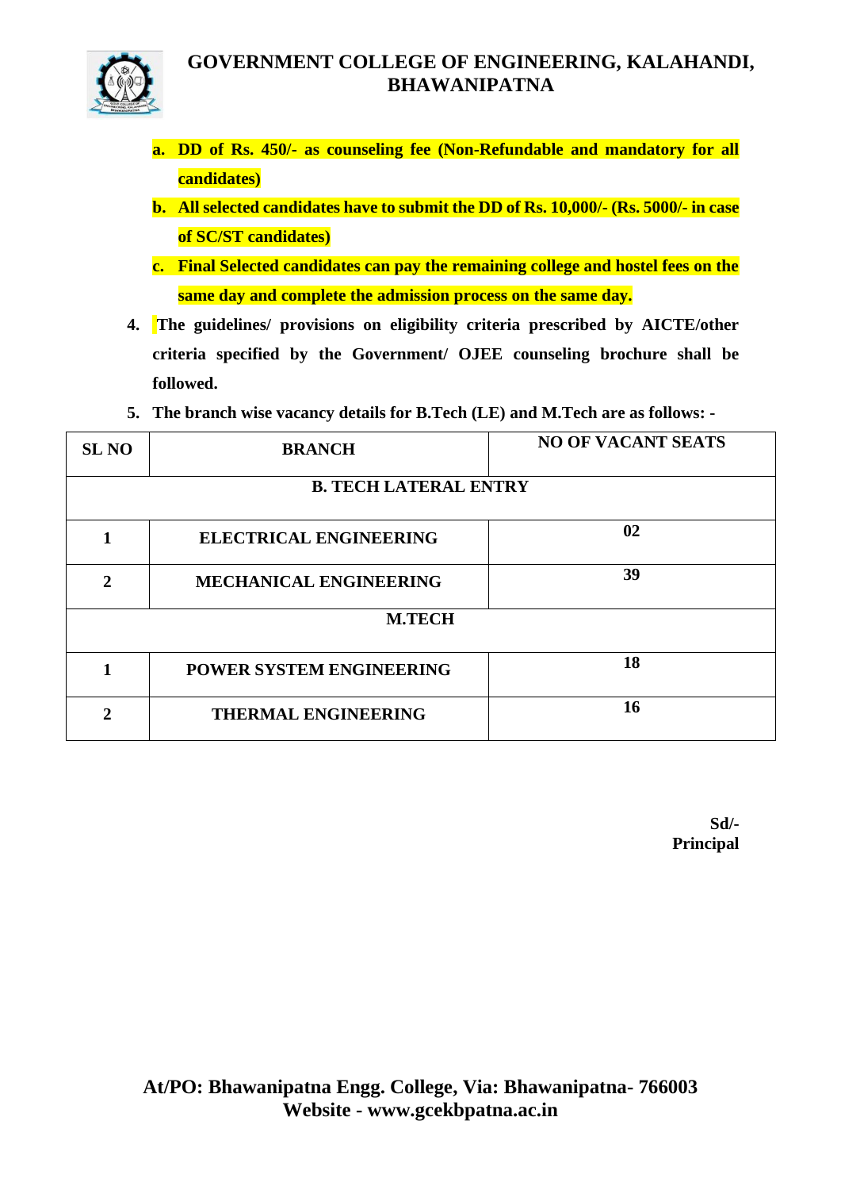a. **DD of Rs. 450/- as counseling fee (Non-Refundable and mandatory for all candidates)**
b. **All selected candidates have to submit the DD of Rs. 10,000/- (Rs. 5000/- in case of SC/ST candidates)**
c. **Final Selected candidates can pay the remaining college and hostel fees on the same day and complete the admission process on the same day.**

4. **The guidelines/ provisions on eligibility criteria prescribed by AICTE/other criteria specified by the Government/ OJEE counseling brochure shall be followed.**
5. **The branch wise vacancy details for B.Tech (LE) and M.Tech are as follows: -**

| SL NO | BRANCH | NO OF VACANT SEATS |
|---|---|---|
| **B. TECH LATERAL ENTRY** | | |
| 1 | ELECTRICAL ENGINEERING | 02 |
| 2 | MECHANICAL ENGINEERING | 39 |
| **M.TECH** | | |
| 1 | POWER SYSTEM ENGINEERING | 18 |
| 2 | THERMAL ENGINEERING | 16 |

**Sd/-**
**Principal**